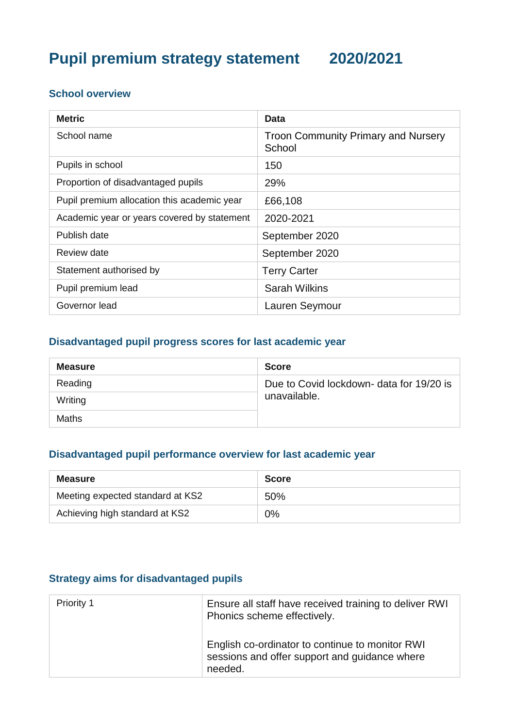# Pupil premium strategy statement 2020/2021

## School overview

| Metric | Data |
|---|---|
| School name | Troon Community Primary and Nursery School |
| Pupils in school | 150 |
| Proportion of disadvantaged pupils | 29% |
| Pupil premium allocation this academic year | £66,108 |
| Academic year or years covered by statement | 2020-2021 |
| Publish date | September 2020 |
| Review date | September 2020 |
| Statement authorised by | Terry Carter |
| Pupil premium lead | Sarah Wilkins |
| Governor lead | Lauren Seymour |

## Disadvantaged pupil progress scores for last academic year

| Measure | Score |
|---|---|
| Reading | Due to Covid lockdown- data for 19/20 is unavailable. |
| Writing | |
| Maths | |

## Disadvantaged pupil performance overview for last academic year

| Measure | Score |
|---|---|
| Meeting expected standard at KS2 | 50% |
| Achieving high standard at KS2 | 0% |

## Strategy aims for disadvantaged pupils

| | |
|---|---|
| Priority 1 | Ensure all staff have received training to deliver RWI Phonics scheme effectively.<br><br>English co-ordinator to continue to monitor RWI sessions and offer support and guidance where needed. |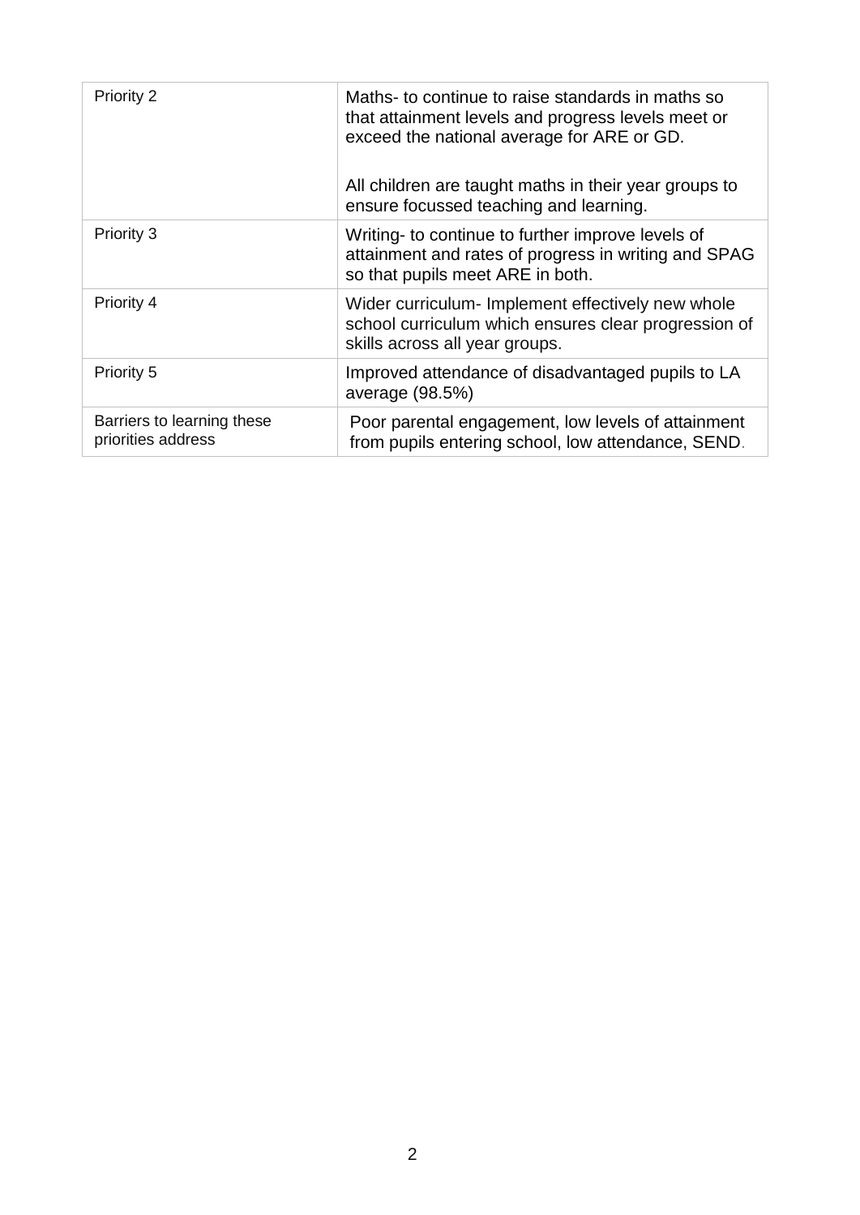| | |
|---|---|
| Priority 2 | Maths- to continue to raise standards in maths so that attainment levels and progress levels meet or exceed the national average for ARE or GD.<br><br>All children are taught maths in their year groups to ensure focussed teaching and learning. |
| Priority 3 | Writing- to continue to further improve levels of attainment and rates of progress in writing and SPAG so that pupils meet ARE in both. |
| Priority 4 | Wider curriculum- Implement effectively new whole school curriculum which ensures clear progression of skills across all year groups. |
| Priority 5 | Improved attendance of disadvantaged pupils to LA average (98.5%) |
| Barriers to learning these priorities address | Poor parental engagement, low levels of attainment from pupils entering school, low attendance, SEND. |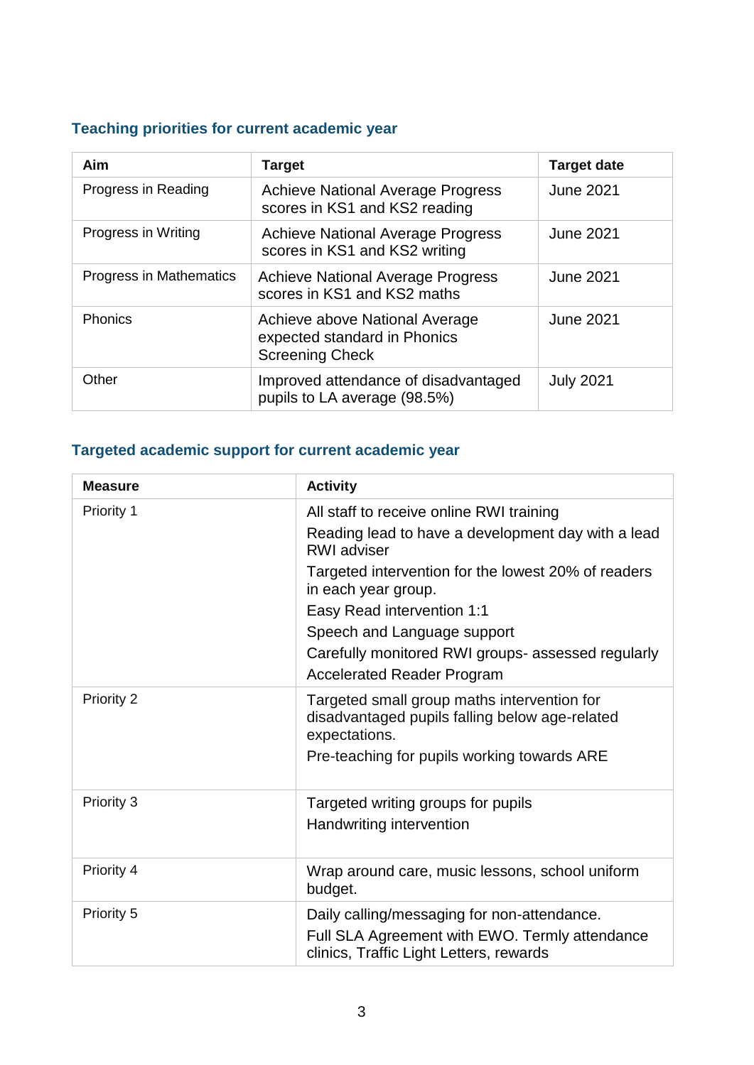### Teaching priorities for current academic year

| Aim | Target | Target date |
| --- | --- | --- |
| Progress in Reading | Achieve National Average Progress scores in KS1 and KS2 reading | June 2021 |
| Progress in Writing | Achieve National Average Progress scores in KS1 and KS2 writing | June 2021 |
| Progress in Mathematics | Achieve National Average Progress scores in KS1 and KS2 maths | June 2021 |
| Phonics | Achieve above National Average expected standard in Phonics Screening Check | June 2021 |
| Other | Improved attendance of disadvantaged pupils to LA average (98.5%) | July 2021 |

### Targeted academic support for current academic year

| Measure | Activity |
| --- | --- |
| Priority 1 | All staff to receive online RWI training<br>Reading lead to have a development day with a lead RWI adviser<br>Targeted intervention for the lowest 20% of readers in each year group.<br>Easy Read intervention 1:1<br>Speech and Language support<br>Carefully monitored RWI groups- assessed regularly<br>Accelerated Reader Program |
| Priority 2 | Targeted small group maths intervention for disadvantaged pupils falling below age-related expectations.<br>Pre-teaching for pupils working towards ARE |
| Priority 3 | Targeted writing groups for pupils<br>Handwriting intervention |
| Priority 4 | Wrap around care, music lessons, school uniform budget. |
| Priority 5 | Daily calling/messaging for non-attendance.<br>Full SLA Agreement with EWO. Termly attendance clinics, Traffic Light Letters, rewards |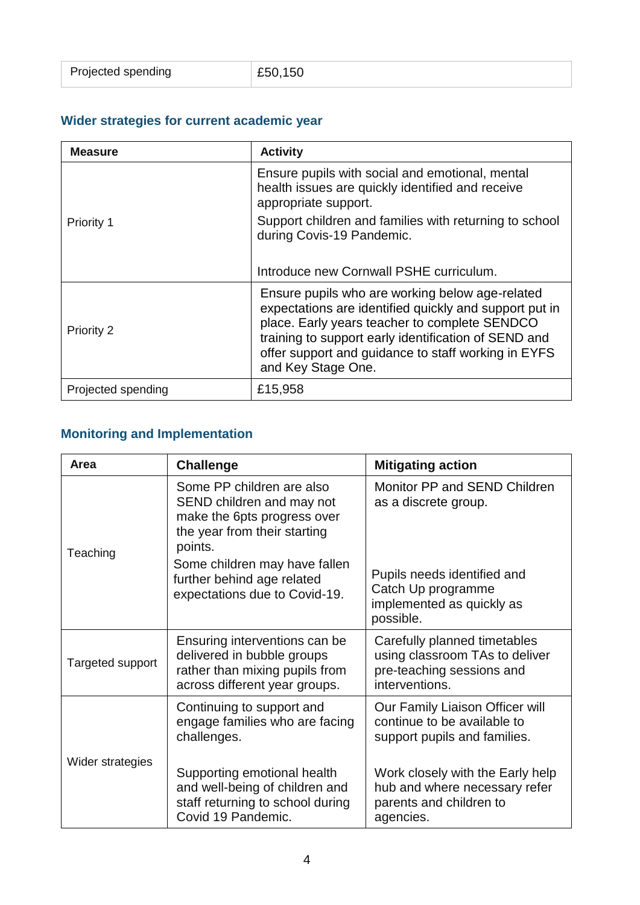| | |
|---|---|
| Projected spending | £50,150 |

### Wider strategies for current academic year

| Measure | Activity |
|---|---|
| Priority 1 | Ensure pupils with social and emotional, mental health issues are quickly identified and receive appropriate support.<br>Support children and families with returning to school during Covis-19 Pandemic.<br><br>Introduce new Cornwall PSHE curriculum. |
| Priority 2 | Ensure pupils who are working below age-related expectations are identified quickly and support put in place. Early years teacher to complete SENDCO training to support early identification of SEND and offer support and guidance to staff working in EYFS and Key Stage One. |
| Projected spending | £15,958 |

### Monitoring and Implementation

| Area | Challenge | Mitigating action |
|---|---|---|
| Teaching | Some PP children are also SEND children and may not make the 6pts progress over the year from their starting points.<br>Some children may have fallen further behind age related expectations due to Covid-19. | Monitor PP and SEND Children as a discrete group.<br><br>Pupils needs identified and Catch Up programme implemented as quickly as possible. |
| Targeted support | Ensuring interventions can be delivered in bubble groups rather than mixing pupils from across different year groups. | Carefully planned timetables using classroom TAs to deliver pre-teaching sessions and interventions. |
| Wider strategies | Continuing to support and engage families who are facing challenges.<br><br>Supporting emotional health and well-being of children and staff returning to school during Covid 19 Pandemic. | Our Family Liaison Officer will continue to be available to support pupils and families.<br><br>Work closely with the Early help hub and where necessary refer parents and children to agencies. |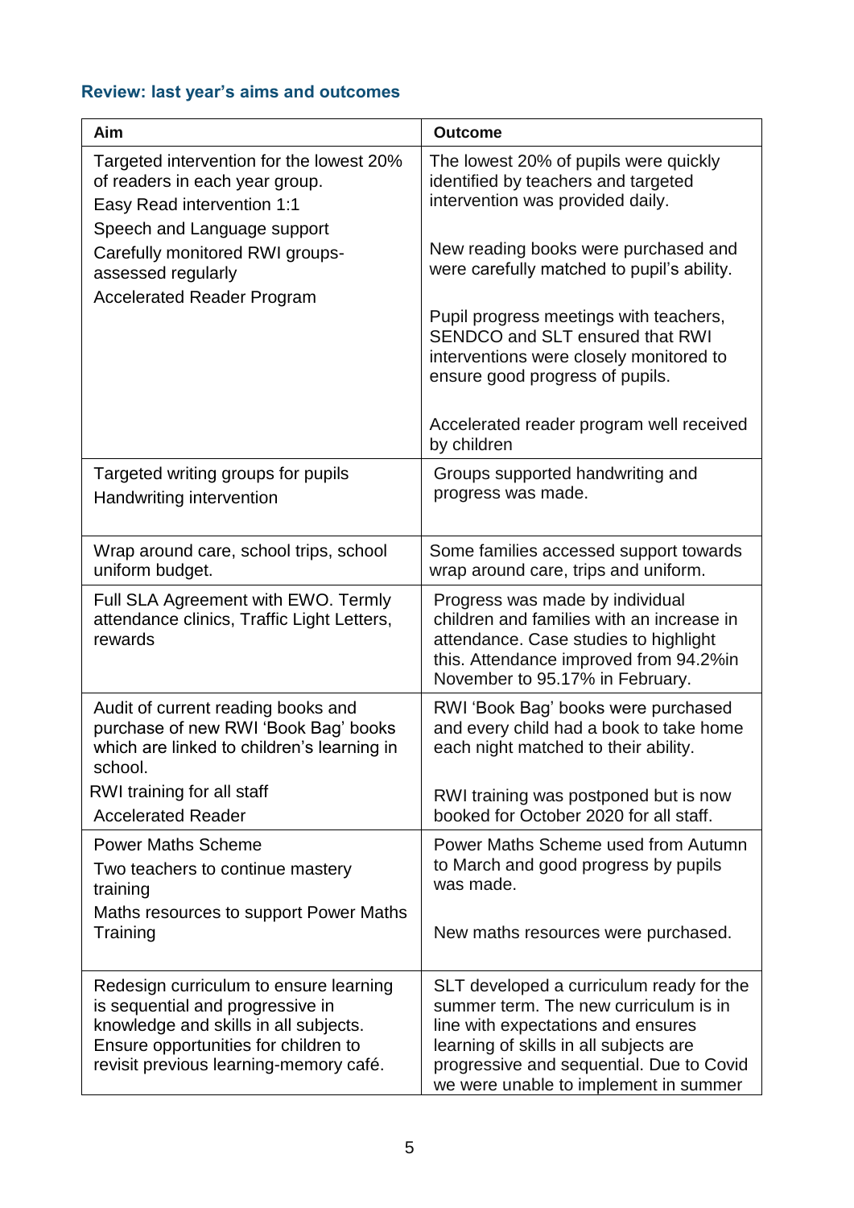### Review: last year's aims and outcomes

| Aim | Outcome |
|---|---|
| Targeted intervention for the lowest 20% of readers in each year group.<br>Easy Read intervention 1:1<br>Speech and Language support<br>Carefully monitored RWI groups- assessed regularly<br>Accelerated Reader Program | The lowest 20% of pupils were quickly identified by teachers and targeted intervention was provided daily.<br><br>New reading books were purchased and were carefully matched to pupil's ability.<br><br>Pupil progress meetings with teachers, SENDCO and SLT ensured that RWI interventions were closely monitored to ensure good progress of pupils.<br><br>Accelerated reader program well received by children |
| Targeted writing groups for pupils<br>Handwriting intervention | Groups supported handwriting and progress was made. |
| Wrap around care, school trips, school uniform budget. | Some families accessed support towards wrap around care, trips and uniform. |
| Full SLA Agreement with EWO. Termly attendance clinics, Traffic Light Letters, rewards | Progress was made by individual children and families with an increase in attendance. Case studies to highlight this. Attendance improved from 94.2%in November to 95.17% in February. |
| Audit of current reading books and purchase of new RWI 'Book Bag' books which are linked to children's learning in school.<br>RWI training for all staff<br>Accelerated Reader | RWI 'Book Bag' books were purchased and every child had a book to take home each night matched to their ability.<br><br>RWI training was postponed but is now booked for October 2020 for all staff. |
| Power Maths Scheme<br>Two teachers to continue mastery training<br>Maths resources to support Power Maths Training | Power Maths Scheme used from Autumn to March and good progress by pupils was made.<br><br>New maths resources were purchased. |
| Redesign curriculum to ensure learning is sequential and progressive in knowledge and skills in all subjects. Ensure opportunities for children to revisit previous learning-memory café. | SLT developed a curriculum ready for the summer term. The new curriculum is in line with expectations and ensures learning of skills in all subjects are progressive and sequential. Due to Covid we were unable to implement in summer |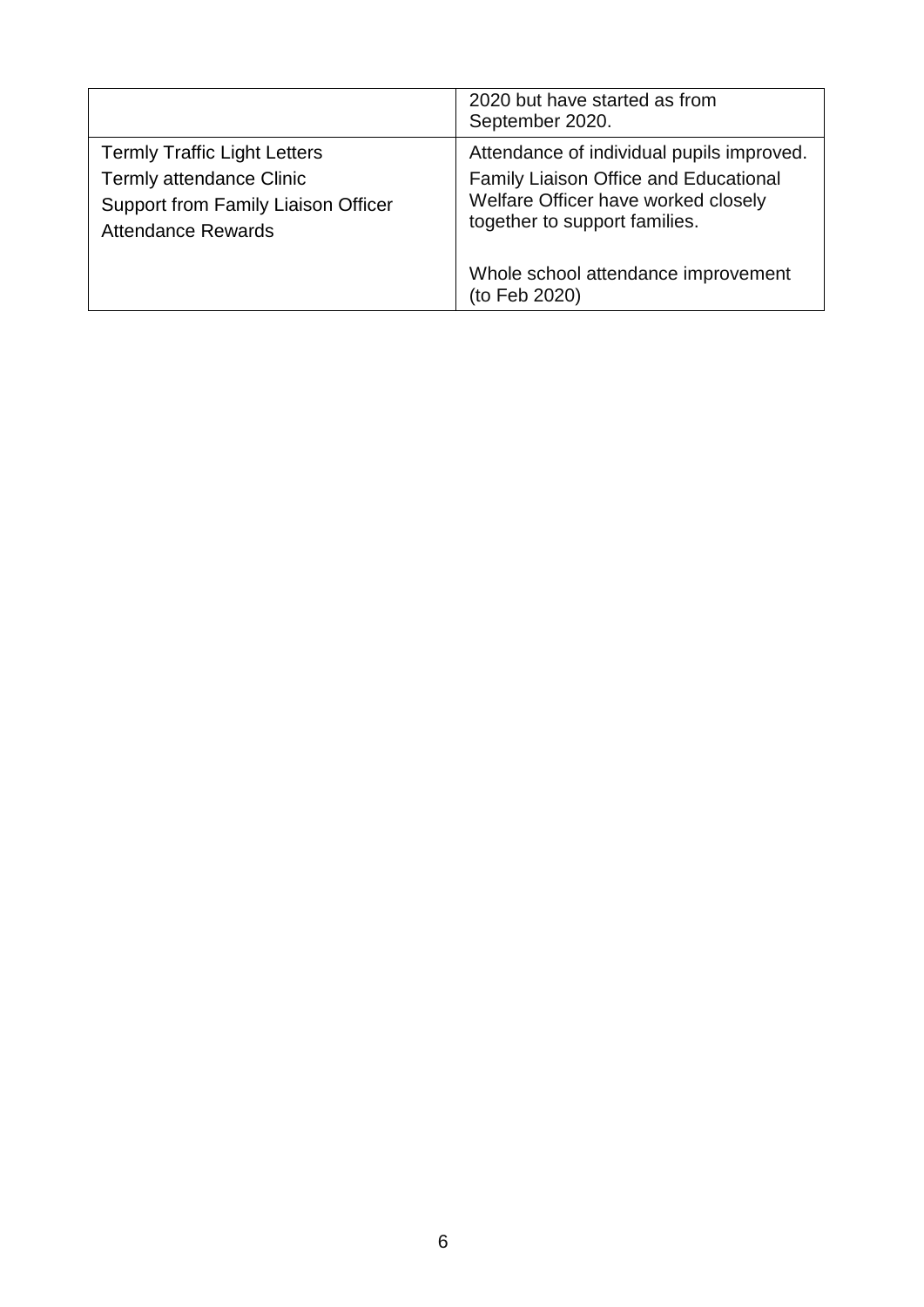| | |
|---|---|
| | 2020 but have started as from September 2020. |
| Termly Traffic Light Letters<br>Termly attendance Clinic<br>Support from Family Liaison Officer<br>Attendance Rewards | Attendance of individual pupils improved.<br>Family Liaison Office and Educational Welfare Officer have worked closely together to support families.<br><br>Whole school attendance improvement (to Feb 2020) |